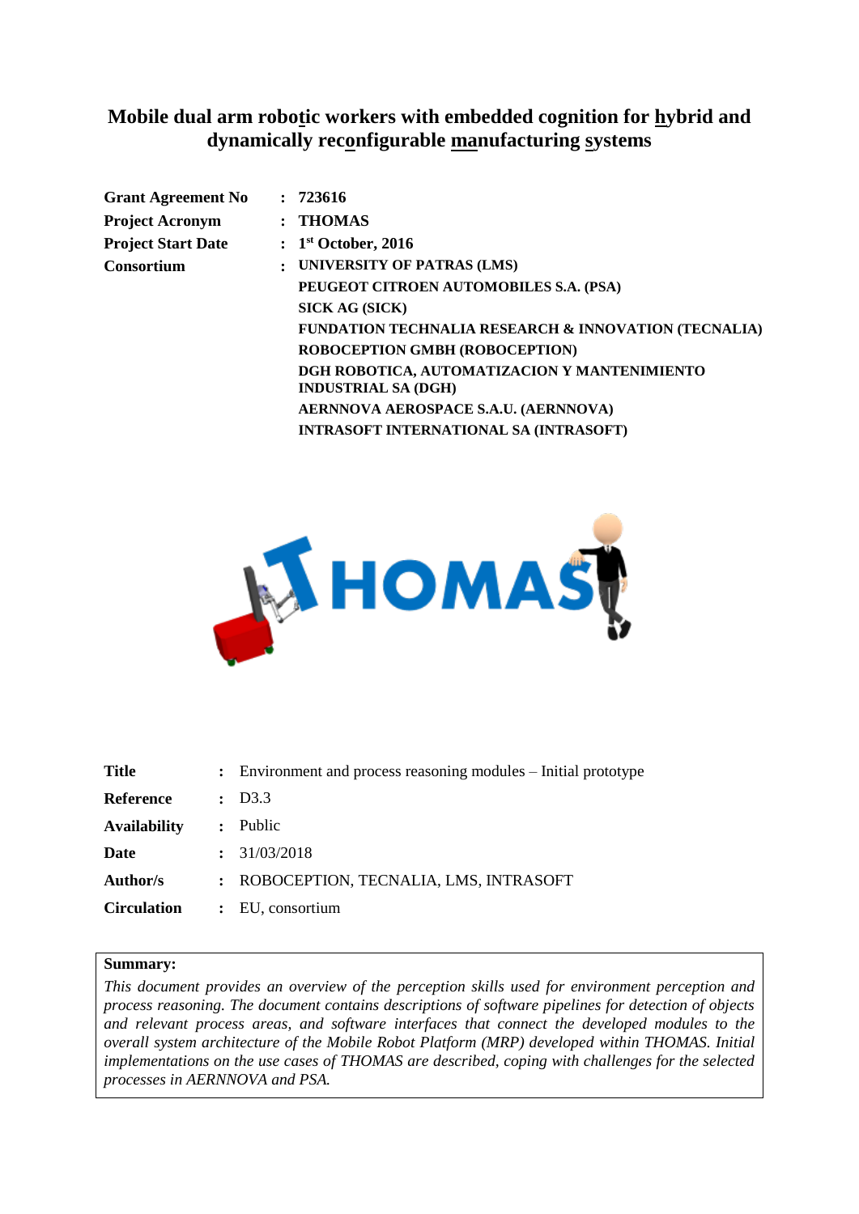# Mobile dual arm robotic workers with embedded cognition for hybrid and dynamically reconfigurable manufacturing systems

| | | |
|---|---|---|
| **Grant Agreement No** | **:** | **723616** |
| **Project Acronym** | **:** | **THOMAS** |
| **Project Start Date** | **:** | **1st October, 2016** |
| **Consortium** | **:** | **UNIVERSITY OF PATRAS (LMS)** |
| | | **PEUGEOT CITROEN AUTOMOBILES S.A. (PSA)** |
| | | **SICK AG (SICK)** |
| | | **FUNDATION TECHNALIA RESEARCH & INNOVATION (TECNALIA)** |
| | | **ROBOCEPTION GMBH (ROBOCEPTION)** |
| | | **DGH ROBOTICA, AUTOMATIZACION Y MANTENIMIENTO INDUSTRIAL SA (DGH)** |
| | | **AERNNOVA AEROSPACE S.A.U. (AERNNOVA)** |
| | | **INTRASOFT INTERNATIONAL SA (INTRASOFT)** |

| | | |
|---|---|---|
| **Title** | **:** | Environment and process reasoning modules – Initial prototype |
| **Reference** | **:** | D3.3 |
| **Availability** | **:** | Public |
| **Date** | **:** | 31/03/2018 |
| **Author/s** | **:** | ROBOCEPTION, TECNALIA, LMS, INTRASOFT |
| **Circulation** | **:** | EU, consortium |

**Summary:**

*This document provides an overview of the perception skills used for environment perception and process reasoning. The document contains descriptions of software pipelines for detection of objects and relevant process areas, and software interfaces that connect the developed modules to the overall system architecture of the Mobile Robot Platform (MRP) developed within THOMAS. Initial implementations on the use cases of THOMAS are described, coping with challenges for the selected processes in AERNNOVA and PSA.*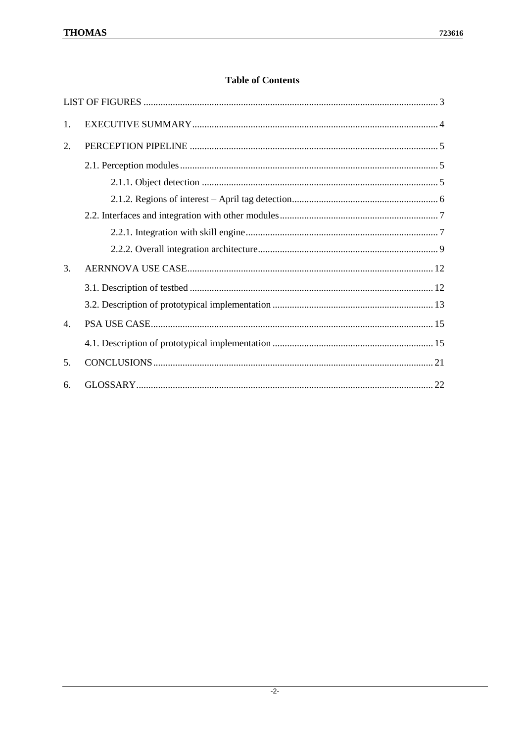# Table of Contents

LIST OF FIGURES ........................................................................................................................ 3

1. EXECUTIVE SUMMARY .................................................................................................... 4

2. PERCEPTION PIPELINE ..................................................................................................... 5

   2.1. Perception modules ......................................................................................................... 5

      2.1.1. Object detection ................................................................................................. 5

      2.1.2. Regions of interest – April tag detection ............................................................ 6

   2.2. Interfaces and integration with other modules ................................................................ 7

      2.2.1. Integration with skill engine ............................................................................... 7

      2.2.2. Overall integration architecture .......................................................................... 9

3. AERNNOVA USE CASE .................................................................................................... 12

   3.1. Description of testbed ................................................................................................... 12

   3.2. Description of prototypical implementation ................................................................. 13

4. PSA USE CASE ................................................................................................................... 15

   4.1. Description of prototypical implementation ................................................................. 15

5. CONCLUSIONS .................................................................................................................. 21

6. GLOSSARY ......................................................................................................................... 22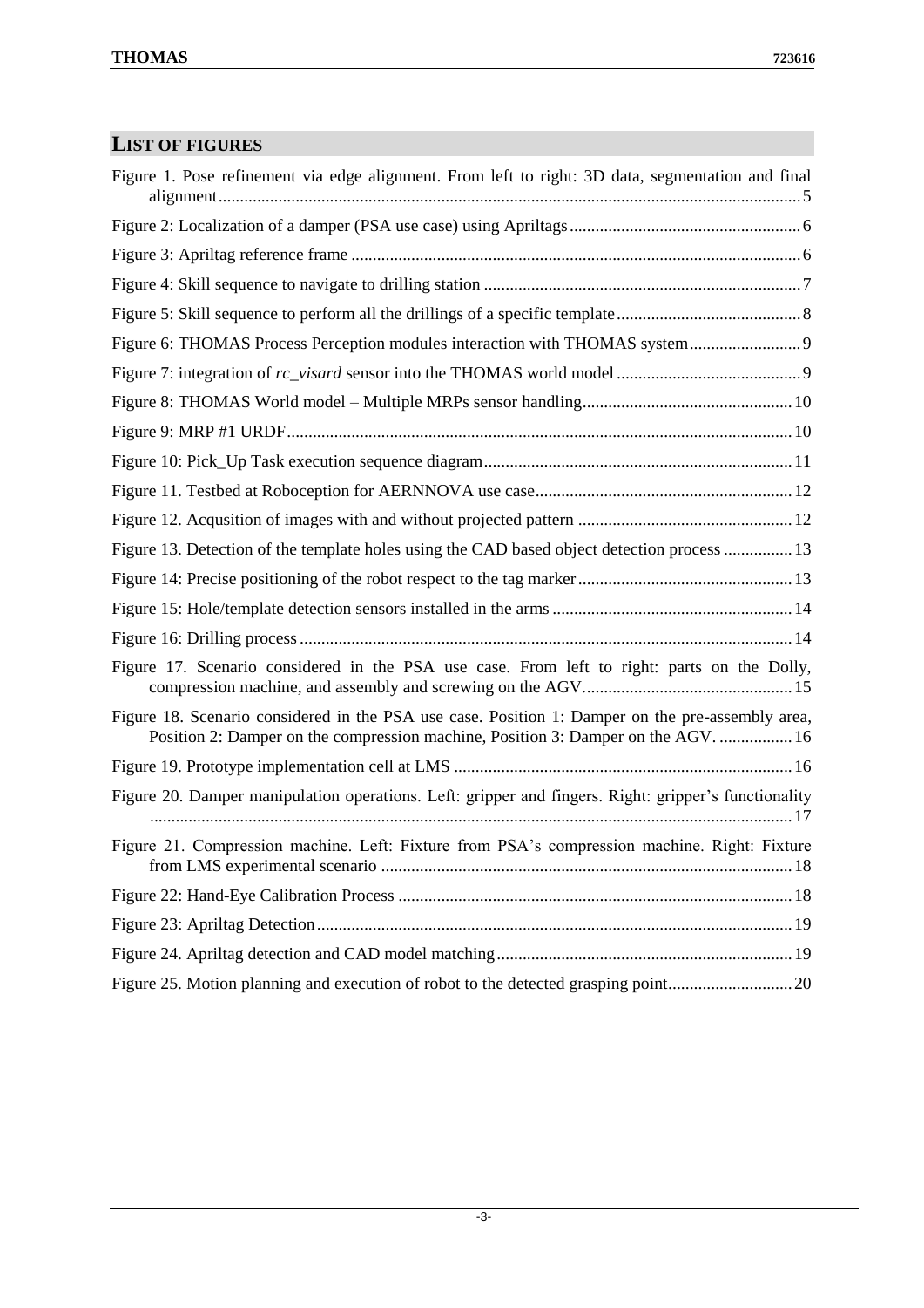## LIST OF FIGURES

Figure 1. Pose refinement via edge alignment. From left to right: 3D data, segmentation and final alignment ........ 5

Figure 2: Localization of a damper (PSA use case) using Apriltags ........ 6

Figure 3: Apriltag reference frame ........ 6

Figure 4: Skill sequence to navigate to drilling station ........ 7

Figure 5: Skill sequence to perform all the drillings of a specific template ........ 8

Figure 6: THOMAS Process Perception modules interaction with THOMAS system ........ 9

Figure 7: integration of *rc_visard* sensor into the THOMAS world model ........ 9

Figure 8: THOMAS World model – Multiple MRPs sensor handling ........ 10

Figure 9: MRP #1 URDF ........ 10

Figure 10: Pick_Up Task execution sequence diagram ........ 11

Figure 11. Testbed at Roboception for AERNNOVA use case ........ 12

Figure 12. Acqusition of images with and without projected pattern ........ 12

Figure 13. Detection of the template holes using the CAD based object detection process ........ 13

Figure 14: Precise positioning of the robot respect to the tag marker ........ 13

Figure 15: Hole/template detection sensors installed in the arms ........ 14

Figure 16: Drilling process ........ 14

Figure 17. Scenario considered in the PSA use case. From left to right: parts on the Dolly, compression machine, and assembly and screwing on the AGV ........ 15

Figure 18. Scenario considered in the PSA use case. Position 1: Damper on the pre-assembly area, Position 2: Damper on the compression machine, Position 3: Damper on the AGV. ........ 16

Figure 19. Prototype implementation cell at LMS ........ 16

Figure 20. Damper manipulation operations. Left: gripper and fingers. Right: gripper's functionality ........ 17

Figure 21. Compression machine. Left: Fixture from PSA's compression machine. Right: Fixture from LMS experimental scenario ........ 18

Figure 22: Hand-Eye Calibration Process ........ 18

Figure 23: Apriltag Detection ........ 19

Figure 24. Apriltag detection and CAD model matching ........ 19

Figure 25. Motion planning and execution of robot to the detected grasping point ........ 20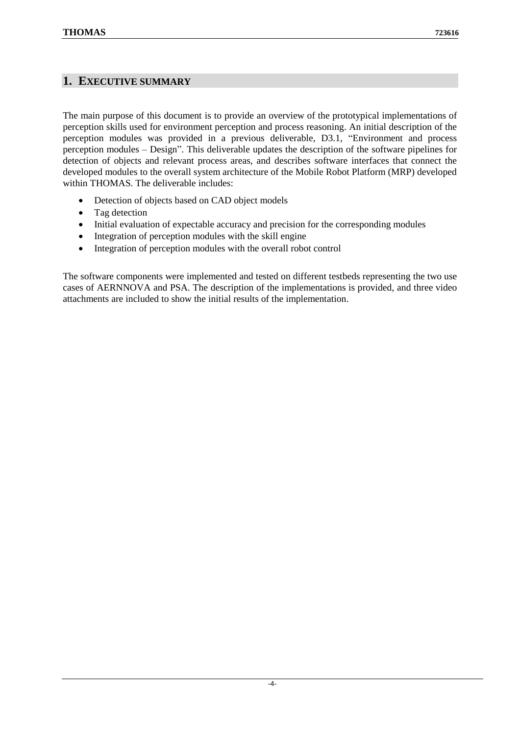# 1. EXECUTIVE SUMMARY

The main purpose of this document is to provide an overview of the prototypical implementations of perception skills used for environment perception and process reasoning. An initial description of the perception modules was provided in a previous deliverable, D3.1, "Environment and process perception modules – Design". This deliverable updates the description of the software pipelines for detection of objects and relevant process areas, and describes software interfaces that connect the developed modules to the overall system architecture of the Mobile Robot Platform (MRP) developed within THOMAS. The deliverable includes:

- Detection of objects based on CAD object models
- Tag detection
- Initial evaluation of expectable accuracy and precision for the corresponding modules
- Integration of perception modules with the skill engine
- Integration of perception modules with the overall robot control

The software components were implemented and tested on different testbeds representing the two use cases of AERNNOVA and PSA. The description of the implementations is provided, and three video attachments are included to show the initial results of the implementation.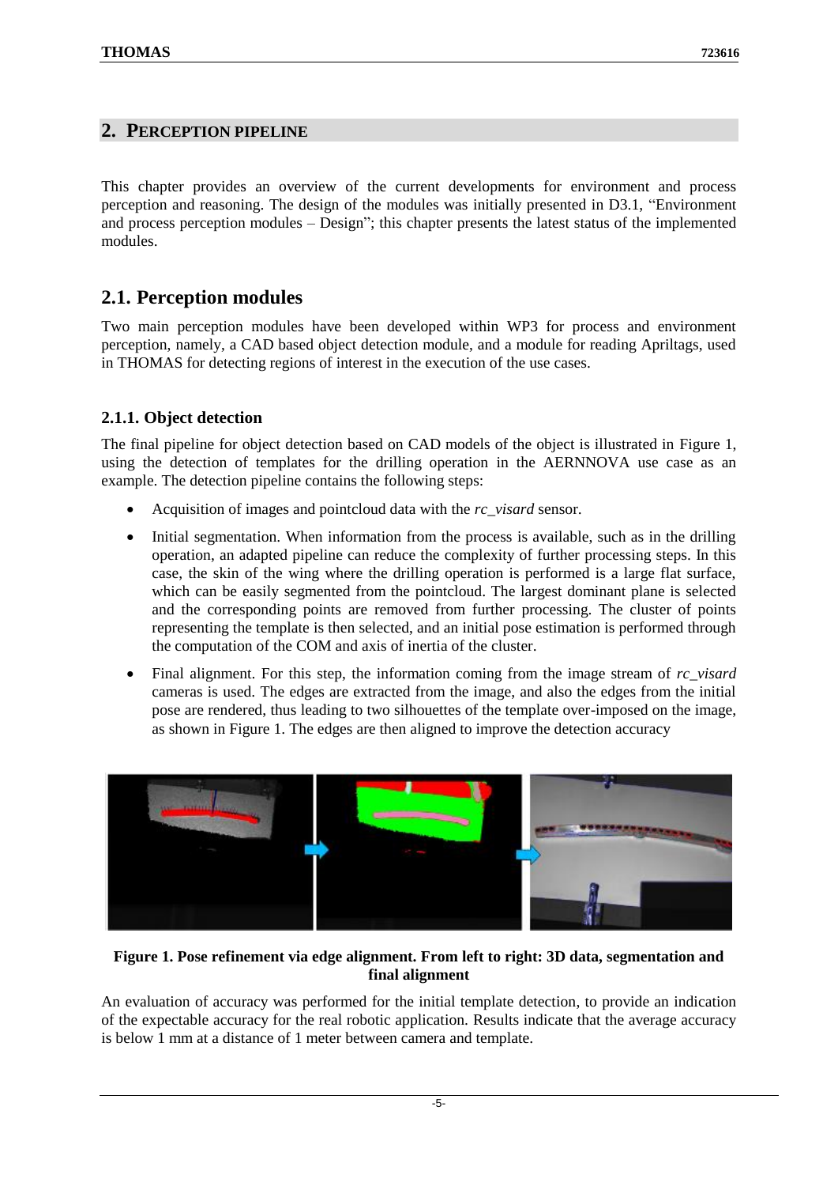## 2. Perception Pipeline

This chapter provides an overview of the current developments for environment and process perception and reasoning. The design of the modules was initially presented in D3.1, “Environment and process perception modules – Design”; this chapter presents the latest status of the implemented modules.

## 2.1. Perception modules

Two main perception modules have been developed within WP3 for process and environment perception, namely, a CAD based object detection module, and a module for reading Apriltags, used in THOMAS for detecting regions of interest in the execution of the use cases.

### 2.1.1. Object detection

The final pipeline for object detection based on CAD models of the object is illustrated in Figure 1, using the detection of templates for the drilling operation in the AERNNOVA use case as an example. The detection pipeline contains the following steps:

- Acquisition of images and pointcloud data with the *rc_visard* sensor.
- Initial segmentation. When information from the process is available, such as in the drilling operation, an adapted pipeline can reduce the complexity of further processing steps. In this case, the skin of the wing where the drilling operation is performed is a large flat surface, which can be easily segmented from the pointcloud. The largest dominant plane is selected and the corresponding points are removed from further processing. The cluster of points representing the template is then selected, and an initial pose estimation is performed through the computation of the COM and axis of inertia of the cluster.
- Final alignment. For this step, the information coming from the image stream of *rc_visard* cameras is used. The edges are extracted from the image, and also the edges from the initial pose are rendered, thus leading to two silhouettes of the template over-imposed on the image, as shown in Figure 1. The edges are then aligned to improve the detection accuracy

**Figure 1. Pose refinement via edge alignment. From left to right: 3D data, segmentation and final alignment**

An evaluation of accuracy was performed for the initial template detection, to provide an indication of the expectable accuracy for the real robotic application. Results indicate that the average accuracy is below 1 mm at a distance of 1 meter between camera and template.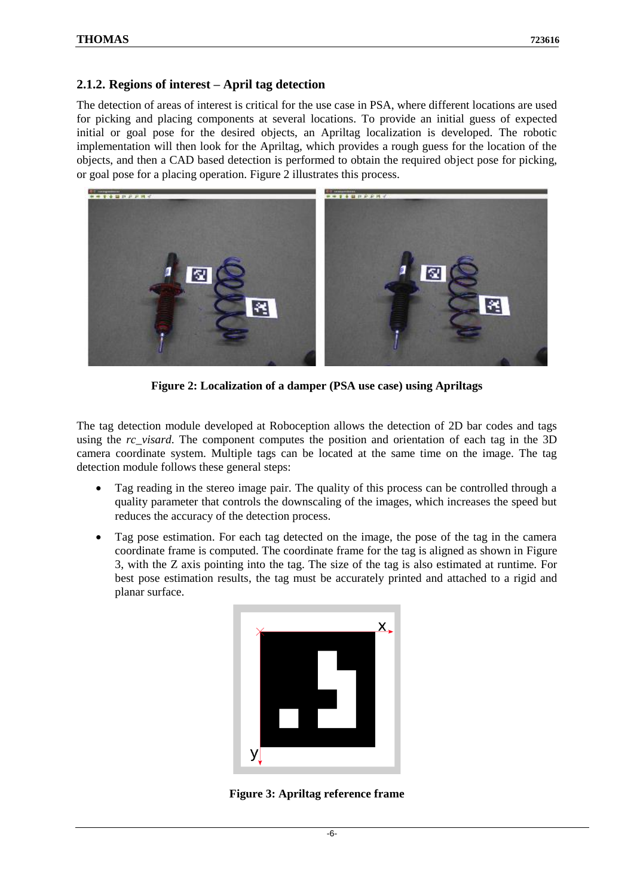## 2.1.2. Regions of interest – April tag detection

The detection of areas of interest is critical for the use case in PSA, where different locations are used for picking and placing components at several locations. To provide an initial guess of expected initial or goal pose for the desired objects, an Apriltag localization is developed. The robotic implementation will then look for the Apriltag, which provides a rough guess for the location of the objects, and then a CAD based detection is performed to obtain the required object pose for picking, or goal pose for a placing operation. Figure 2 illustrates this process.

**Figure 2: Localization of a damper (PSA use case) using Apriltags**

The tag detection module developed at Roboception allows the detection of 2D bar codes and tags using the *rc_visard*. The component computes the position and orientation of each tag in the 3D camera coordinate system. Multiple tags can be located at the same time on the image. The tag detection module follows these general steps:

- Tag reading in the stereo image pair. The quality of this process can be controlled through a quality parameter that controls the downscaling of the images, which increases the speed but reduces the accuracy of the detection process.
- Tag pose estimation. For each tag detected on the image, the pose of the tag in the camera coordinate frame is computed. The coordinate frame for the tag is aligned as shown in Figure 3, with the Z axis pointing into the tag. The size of the tag is also estimated at runtime. For best pose estimation results, the tag must be accurately printed and attached to a rigid and planar surface.

**Figure 3: Apriltag reference frame**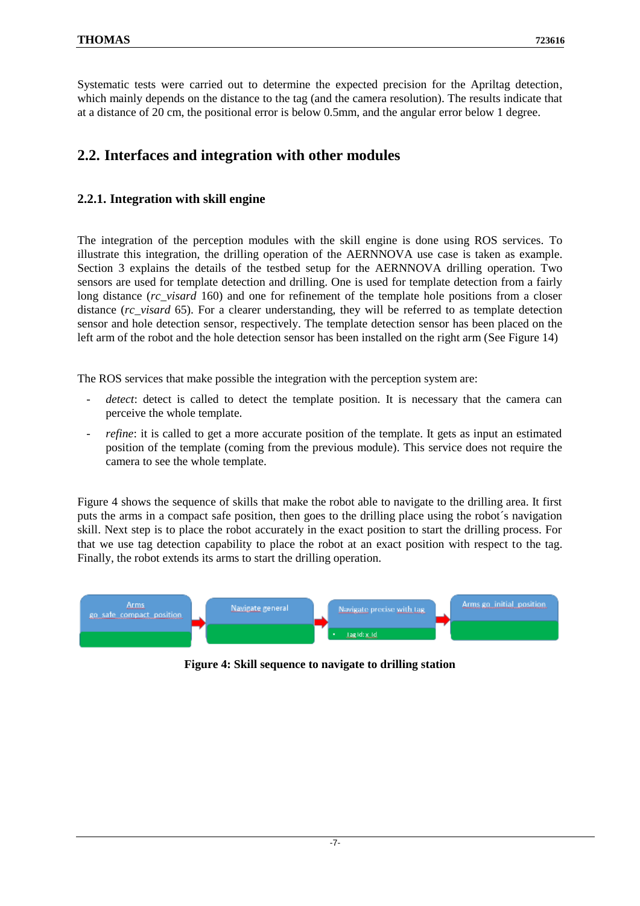Systematic tests were carried out to determine the expected precision for the Apriltag detection, which mainly depends on the distance to the tag (and the camera resolution). The results indicate that at a distance of 20 cm, the positional error is below 0.5mm, and the angular error below 1 degree.

## 2.2. Interfaces and integration with other modules

### 2.2.1. Integration with skill engine

The integration of the perception modules with the skill engine is done using ROS services. To illustrate this integration, the drilling operation of the AERNNOVA use case is taken as example. Section 3 explains the details of the testbed setup for the AERNNOVA drilling operation. Two sensors are used for template detection and drilling. One is used for template detection from a fairly long distance (*rc_visard* 160) and one for refinement of the template hole positions from a closer distance (*rc_visard* 65). For a clearer understanding, they will be referred to as template detection sensor and hole detection sensor, respectively. The template detection sensor has been placed on the left arm of the robot and the hole detection sensor has installed on the right arm (See Figure 14)

The ROS services that make possible the integration with the perception system are:

- *detect*: detect is called to detect the template position. It is necessary that the camera can perceive the whole template.
- *refine*: it is called to get a more accurate position of the template. It gets as input an estimated position of the template (coming from the previous module). This service does not require the camera to see the whole template.

Figure 4 shows the sequence of skills that make the robot able to navigate to the drilling area. It first puts the arms in a compact safe position, then goes to the drilling place using the robot´s navigation skill. Next step is to place the robot accurately in the exact position to start the drilling process. For that we use tag detection capability to place the robot at an exact position with respect to the tag. Finally, the robot extends its arms to start the drilling operation.

Arms go_safe_compact_position → Navigate general → Navigate precise with tag (tag id: x_id) → Arms go_initial_position

**Figure 4: Skill sequence to navigate to drilling station**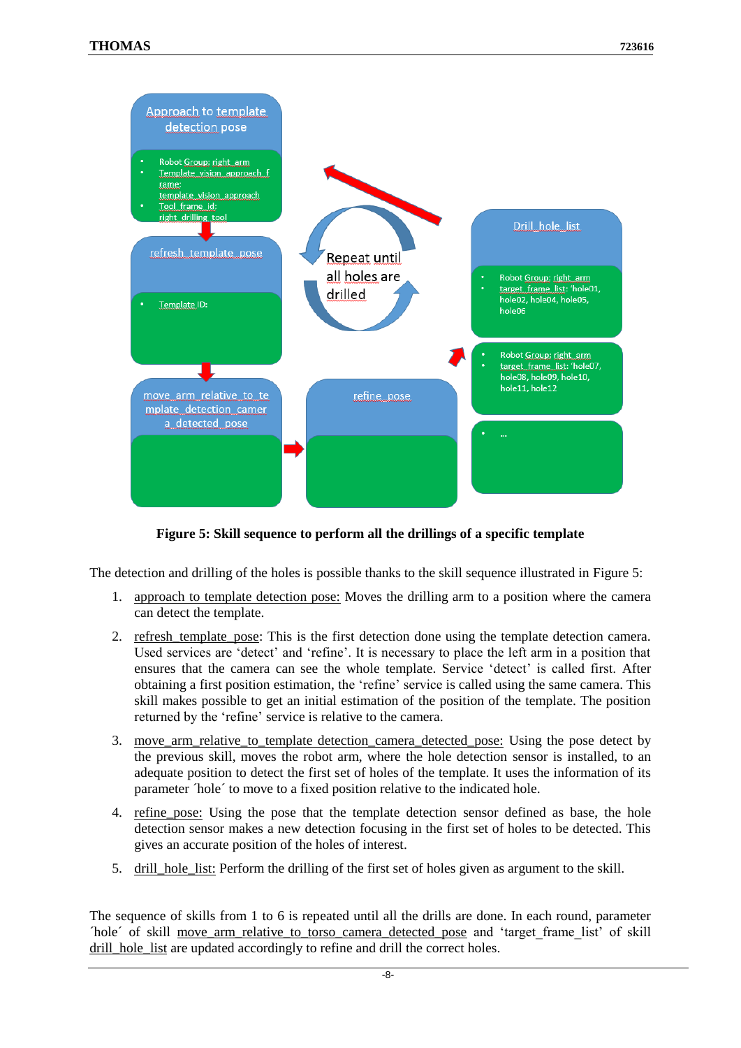**Figure 5: Skill sequence to perform all the drillings of a specific template**

The detection and drilling of the holes is possible thanks to the skill sequence illustrated in Figure 5:

1. approach to template detection pose: Moves the drilling arm to a position where the camera can detect the template.
2. refresh_template_pose: This is the first detection done using the template detection camera. Used services are 'detect' and 'refine'. It is necessary to place the left arm in a position that ensures that the camera can see the whole template. Service 'detect' is called first. After obtaining a first position estimation, the 'refine' service is called using the same camera. This skill makes possible to get an initial estimation of the position of the template. The position returned by the 'refine' service is relative to the camera.
3. move_arm_relative_to_template_detection_camera_detected_pose: Using the pose detect by the previous skill, moves the robot arm, where the hole detection sensor is installed, to an adequate position to detect the first set of holes of the template. It uses the information of its parameter ´hole´ to move to a fixed position relative to the indicated hole.
4. refine_pose: Using the pose that the template detection sensor defined as base, the hole detection sensor makes a new detection focusing in the first set of holes to be detected. This gives an accurate position of the holes of interest.
5. drill_hole_list: Perform the drilling of the first set of holes given as argument to the skill.

The sequence of skills from 1 to 6 is repeated until all the drills are done. In each round, parameter ´hole´ of skill move_arm_relative_to_torso_camera_detected_pose and 'target_frame_list' of skill drill_hole_list are updated accordingly to refine and drill the correct holes.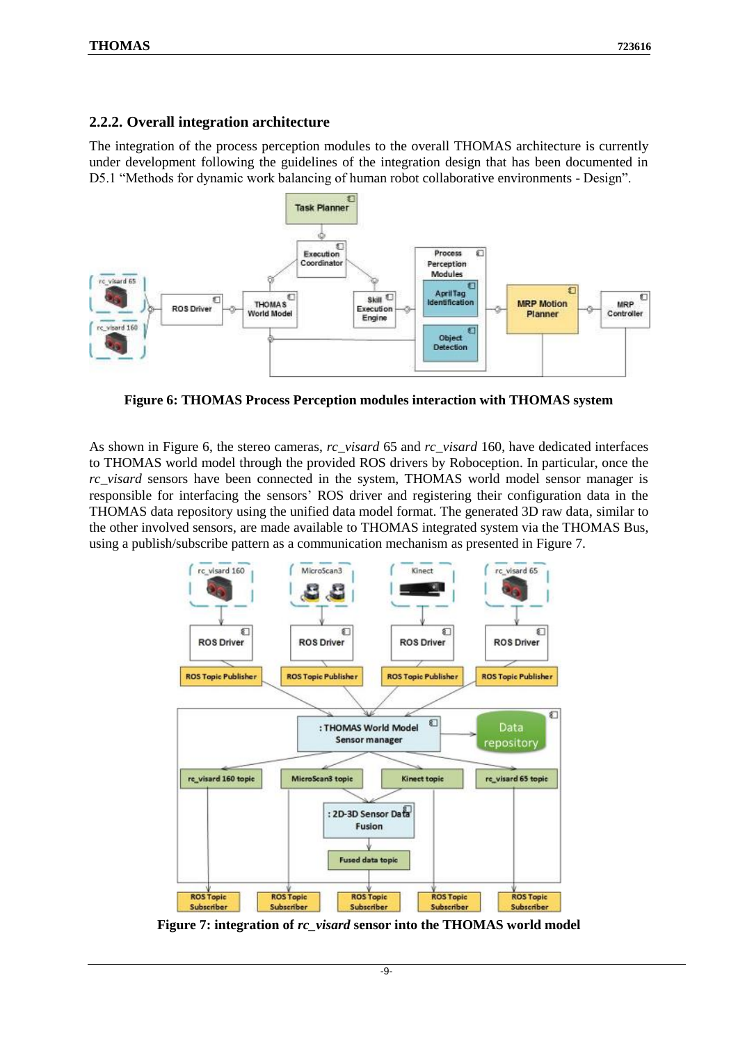### 2.2.2. Overall integration architecture

The integration of the process perception modules to the overall THOMAS architecture is currently under development following the guidelines of the integration design that has been documented in D5.1 "Methods for dynamic work balancing of human robot collaborative environments - Design".

**Figure 6: THOMAS Process Perception modules interaction with THOMAS system**

As shown in Figure 6, the stereo cameras, *rc_visard* 65 and *rc_visard* 160, have dedicated interfaces to THOMAS world model through the provided ROS drivers by Roboception. In particular, once the *rc_visard* sensors have been connected in the system, THOMAS world model sensor manager is responsible for interfacing the sensors' ROS driver and registering their configuration data in the THOMAS data repository using the unified data model format. The generated 3D raw data, similar to the other involved sensors, are made available to THOMAS integrated system via the THOMAS Bus, using a publish/subscribe pattern as a communication mechanism as presented in Figure 7.

**Figure 7: integration of *rc_visard* sensor into the THOMAS world model**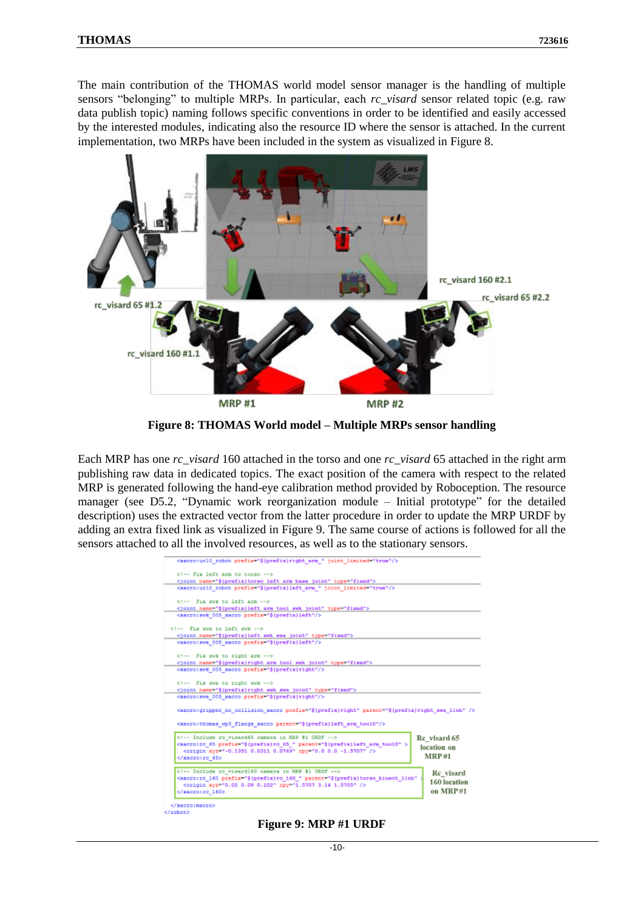The main contribution of the THOMAS world model sensor manager is the handling of multiple sensors "belonging" to multiple MRPs. In particular, each *rc_visard* sensor related topic (e.g. raw data publish topic) naming follows specific conventions in order to be identified and easily accessed by the interested modules, indicating also the resource ID where the sensor is attached. In the current implementation, two MRPs have been included in the system as visualized in Figure 8.

**Figure 8: THOMAS World model – Multiple MRPs sensor handling**

Each MRP has one *rc_visard* 160 attached in the torso and one *rc_visard* 65 attached in the right arm publishing raw data in dedicated topics. The exact position of the camera with respect to the related MRP is generated following the hand-eye calibration method provided by Roboception. The resource manager (see D5.2, "Dynamic work reorganization module – Initial prototype" for the detailed description) uses the extracted vector from the latter procedure in order to update the MRP URDF by adding an extra fixed link as visualized in Figure 9. The same course of actions is followed for all the sensors attached to all the involved resources, as well as to the stationary sensors.

```
<xacro:ur10_robot prefix="${prefix}right_arm_" joint_limited="true"/>

<!-- Fix left arm to torso -->
<joint name="${prefix}torso_left_arm_base_joint" type="fixed">
<xacro:ur10_robot prefix="${prefix}left_arm_" joint_limited="true"/>

<!-- Fix swk to left arm -->
<joint name="${prefix}left_arm_tool_swk_joint" type="fixed">
<xacro:swk_005_xacro prefix="${prefix}left"/>

<!-- Fix swa to left swk -->
<joint name="${prefix}left_swk_swa_joint" type="fixed">
<xacro:swa_005_xacro prefix="${prefix}left"/>

<!-- Fix swk to right arm -->
<joint name="${prefix}right_arm_tool_swk_joint" type="fixed">
<xacro:swk_005_xacro prefix="${prefix}right"/>

<!-- Fix swa to right swk -->
<joint name="${prefix}right_swk_swa_joint" type="fixed">
<xacro:swa_005_xacro prefix="${prefix}right"/>

<xacro:gripper_no_collision_xacro prefix="${prefix}right" parent="${prefix}right_swa_link" />

<xacro:thomas_wp3_flange_xacro parent="${prefix}left_arm_tool0"/>

<!-- Include rc_visard65 camera in MRP #1 URDF -->
<xacro:rc_65 prefix="${prefix}rc_65_" parent="${prefix}left_arm_tool0" >
  <origin xyz="-0.1351 0.0311 0.0769" rpy="0.0 0.0 -1.5707" />
</xacro:rc_65>

<!-- Include rc_visard160 camera in MRP #1 URDF -->
<xacro:rc_160 prefix="${prefix}rc_160_" parent="${prefix}torso_kinect_link" >
  <origin xyz="0.02 0.08 0.102" rpy="1.5707 3.14 1.5705" />
</xacro:rc_160>

</xacro:macro>
</robot>
```

**Figure 9: MRP #1 URDF**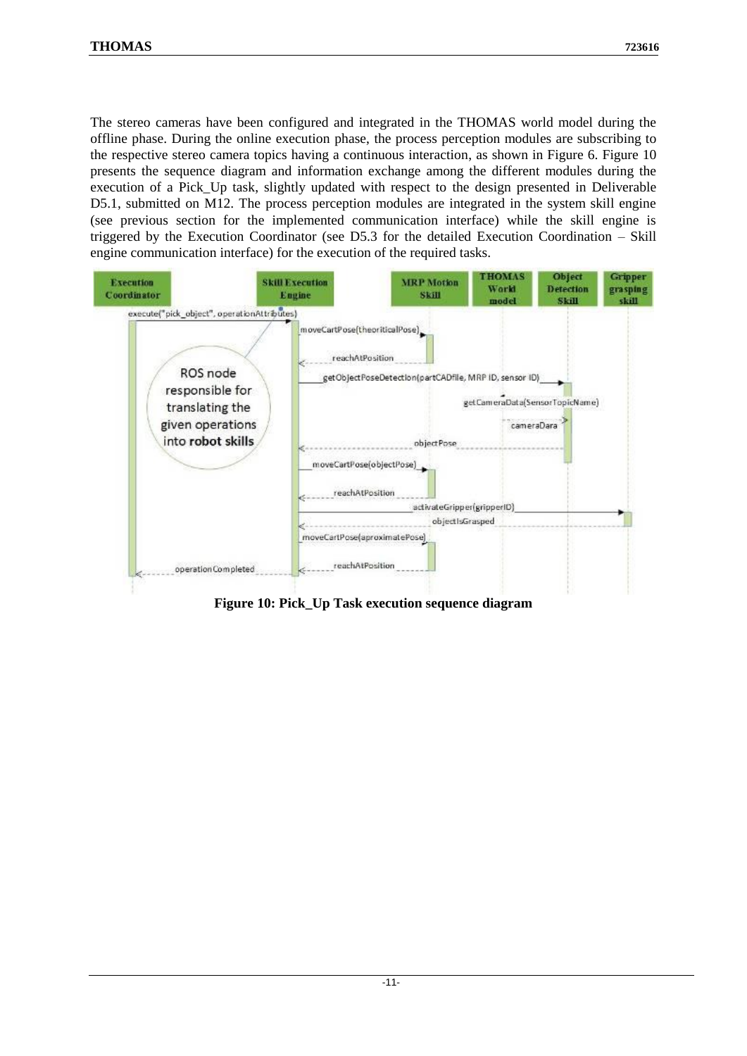The stereo cameras have been configured and integrated in the THOMAS world model during the offline phase. During the online execution phase, the process perception modules are subscribing to the respective stereo camera topics having a continuous interaction, as shown in Figure 6. Figure 10 presents the sequence diagram and information exchange among the different modules during the execution of a Pick_Up task, slightly updated with respect to the design presented in Deliverable D5.1, submitted on M12. The process perception modules are integrated in the system skill engine (see previous section for the implemented communication interface) while the skill engine is triggered by the Execution Coordinator (see D5.3 for the detailed Execution Coordination – Skill engine communication interface) for the execution of the required tasks.

**Figure 10: Pick_Up Task execution sequence diagram**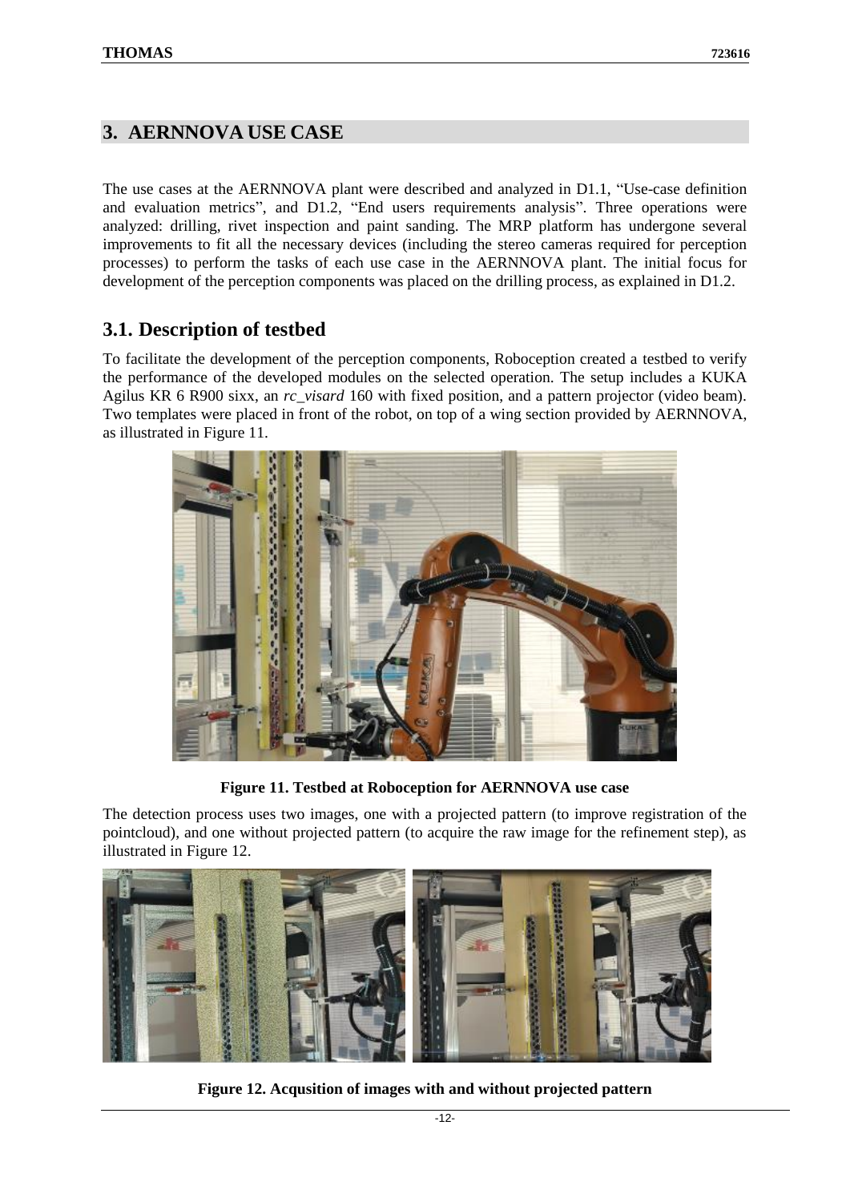# 3. AERNNOVA USE CASE

The use cases at the AERNNOVA plant were described and analyzed in D1.1, "Use-case definition and evaluation metrics", and D1.2, "End users requirements analysis". Three operations were analyzed: drilling, rivet inspection and paint sanding. The MRP platform has undergone several improvements to fit all the necessary devices (including the stereo cameras required for perception processes) to perform the tasks of each use case in the AERNNOVA plant. The initial focus for development of the perception components was placed on the drilling process, as explained in D1.2.

## 3.1. Description of testbed

To facilitate the development of the perception components, Roboception created a testbed to verify the performance of the developed modules on the selected operation. The setup includes a KUKA Agilus KR 6 R900 sixx, an *rc_visard* 160 with fixed position, and a pattern projector (video beam). Two templates were placed in front of the robot, on top of a wing section provided by AERNNOVA, as illustrated in Figure 11.

**Figure 11. Testbed at Roboception for AERNNOVA use case**

The detection process uses two images, one with a projected pattern (to improve registration of the pointcloud), and one without projected pattern (to acquire the raw image for the refinement step), as illustrated in Figure 12.

**Figure 12. Acqusition of images with and without projected pattern**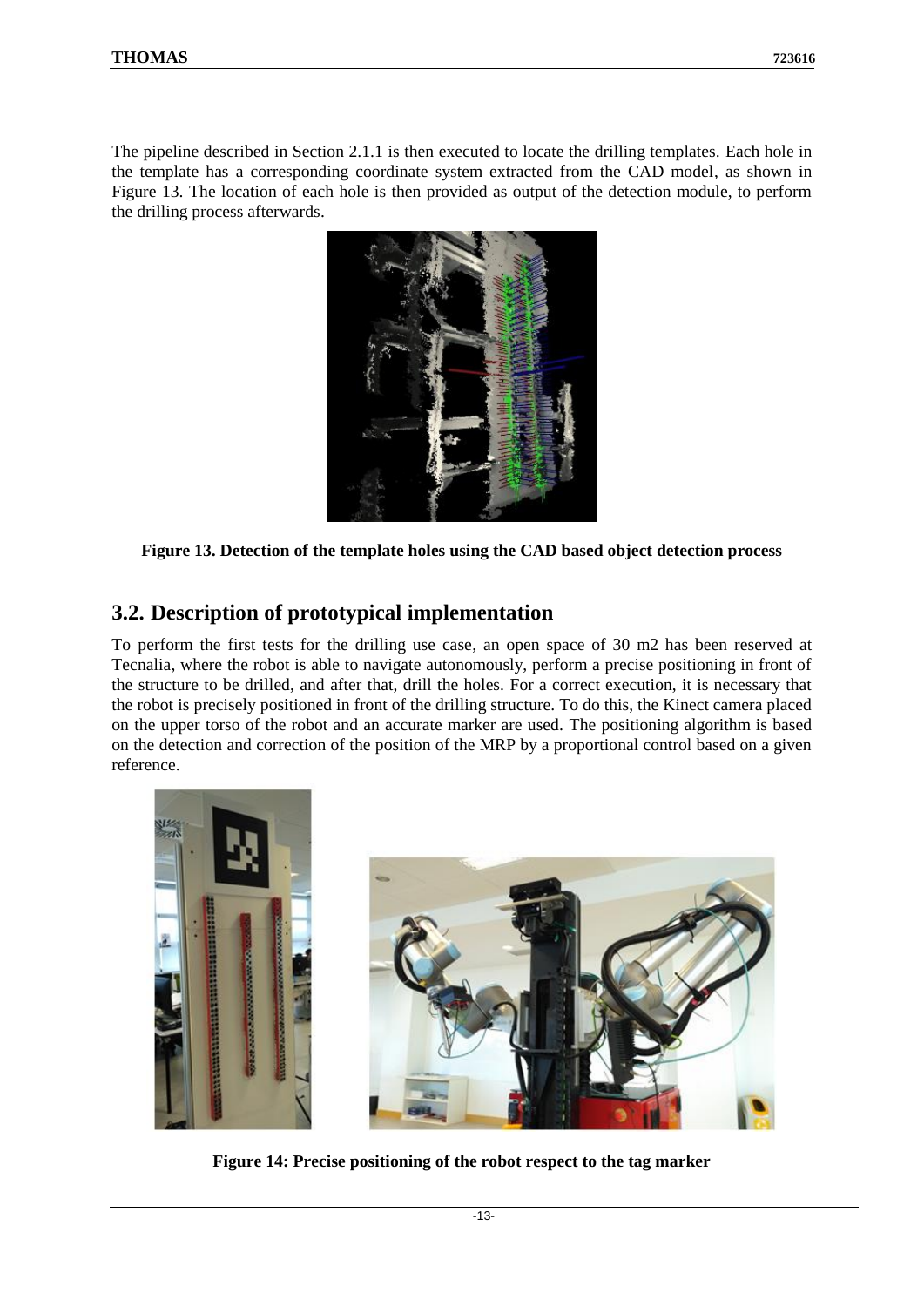The pipeline described in Section 2.1.1 is then executed to locate the drilling templates. Each hole in the template has a corresponding coordinate system extracted from the CAD model, as shown in Figure 13. The location of each hole is then provided as output of the detection module, to perform the drilling process afterwards.

**Figure 13. Detection of the template holes using the CAD based object detection process**

## 3.2. Description of prototypical implementation

To perform the first tests for the drilling use case, an open space of 30 m2 has been reserved at Tecnalia, where the robot is able to navigate autonomously, perform a precise positioning in front of the structure to be drilled, and after that, drill the holes. For a correct execution, it is necessary that the robot is precisely positioned in front of the drilling structure. To do this, the Kinect camera placed on the upper torso of the robot and an accurate marker are used. The positioning algorithm is based on the detection and correction of the position of the MRP by a proportional control based on a given reference.

**Figure 14: Precise positioning of the robot respect to the tag marker**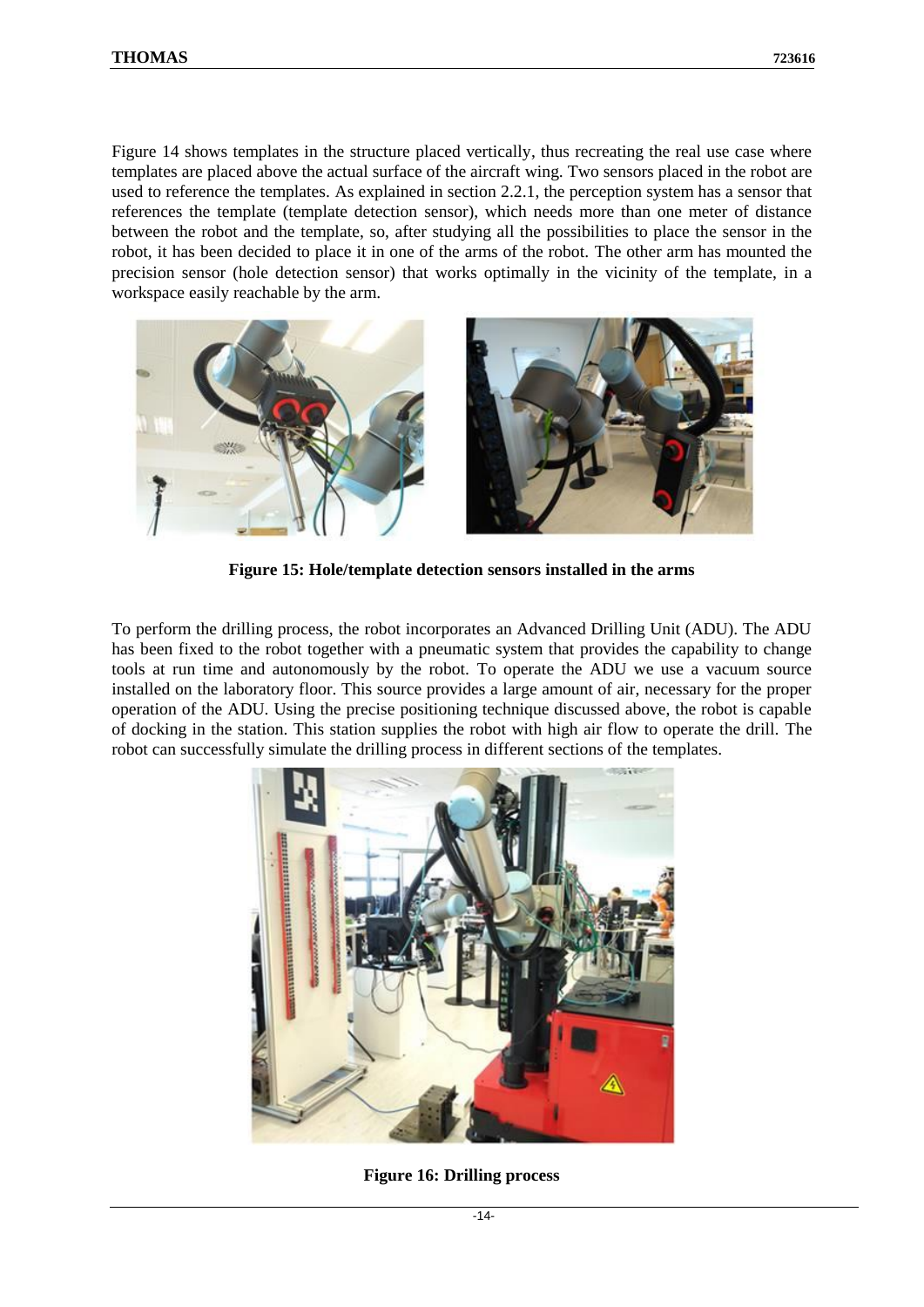Figure 14 shows templates in the structure placed vertically, thus recreating the real use case where templates are placed above the actual surface of the aircraft wing. Two sensors placed in the robot are used to reference the templates. As explained in section 2.2.1, the perception system has a sensor that references the template (template detection sensor), which needs more than one meter of distance between the robot and the template, so, after studying all the possibilities to place the sensor in the robot, it has been decided to place it in one of the arms of the robot. The other arm has mounted the precision sensor (hole detection sensor) that works optimally in the vicinity of the template, in a workspace easily reachable by the arm.

**Figure 15: Hole/template detection sensors installed in the arms**

To perform the drilling process, the robot incorporates an Advanced Drilling Unit (ADU). The ADU has been fixed to the robot together with a pneumatic system that provides the capability to change tools at run time and autonomously by the robot. To operate the ADU we use a vacuum source installed on the laboratory floor. This source provides a large amount of air, necessary for the proper operation of the ADU. Using the precise positioning technique discussed above, the robot is capable of docking in the station. This station supplies the robot with high air flow to operate the drill. The robot can successfully simulate the drilling process in different sections of the templates.

**Figure 16: Drilling process**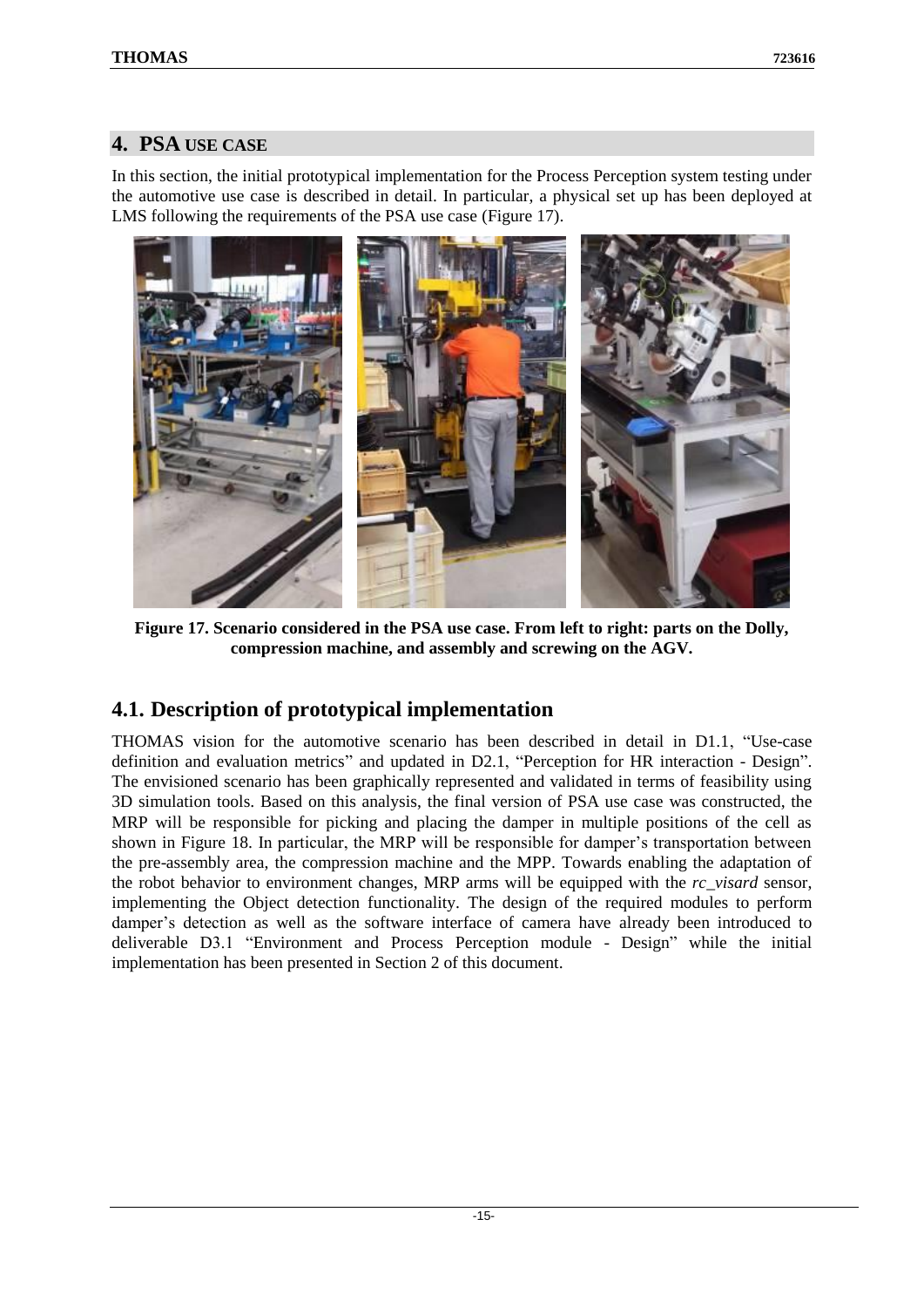## 4. PSA USE CASE

In this section, the initial prototypical implementation for the Process Perception system testing under the automotive use case is described in detail. In particular, a physical set up has been deployed at LMS following the requirements of the PSA use case (Figure 17).

**Figure 17. Scenario considered in the PSA use case. From left to right: parts on the Dolly, compression machine, and assembly and screwing on the AGV.**

### 4.1. Description of prototypical implementation

THOMAS vision for the automotive scenario has been described in detail in D1.1, "Use-case definition and evaluation metrics" and updated in D2.1, "Perception for HR interaction - Design". The envisioned scenario has been graphically represented and validated in terms of feasibility using 3D simulation tools. Based on this analysis, the final version of PSA use case was constructed, the MRP will be responsible for picking and placing the damper in multiple positions of the cell as shown in Figure 18. In particular, the MRP will be responsible for damper's transportation between the pre-assembly area, the compression machine and the MPP. Towards enabling the adaptation of the robot behavior to environment changes, MRP arms will be equipped with the *rc_visard* sensor, implementing the Object detection functionality. The design of the required modules to perform damper's detection as well as the software interface of camera have already been introduced to deliverable D3.1 "Environment and Process Perception module - Design" while the initial implementation has been presented in Section 2 of this document.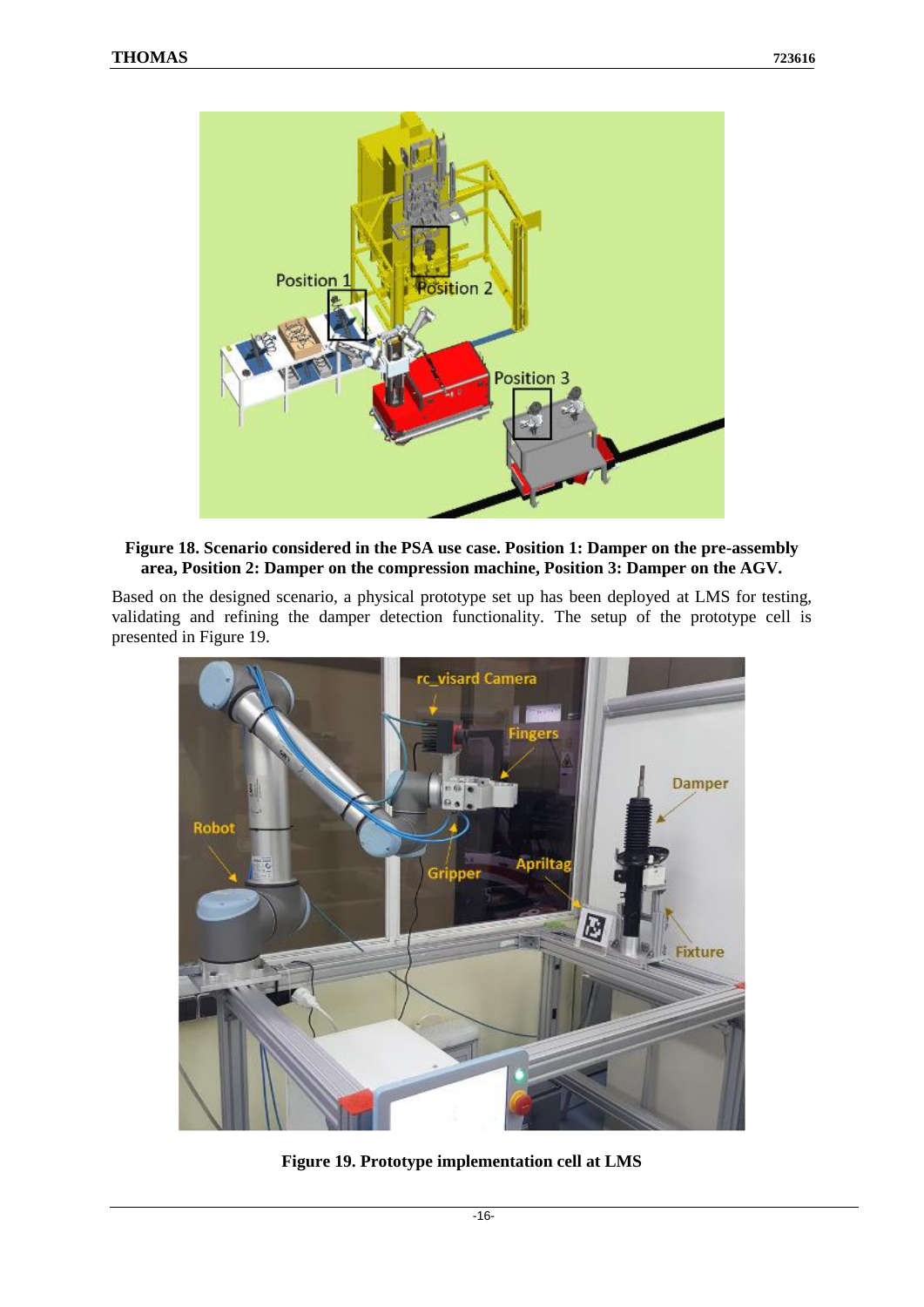Figure 18. Scenario considered in the PSA use case. Position 1: Damper on the pre-assembly area, Position 2: Damper on the compression machine, Position 3: Damper on the AGV.

Based on the designed scenario, a physical prototype set up has been deployed at LMS for testing, validating and refining the damper detection functionality. The setup of the prototype cell is presented in Figure 19.

Figure 19. Prototype implementation cell at LMS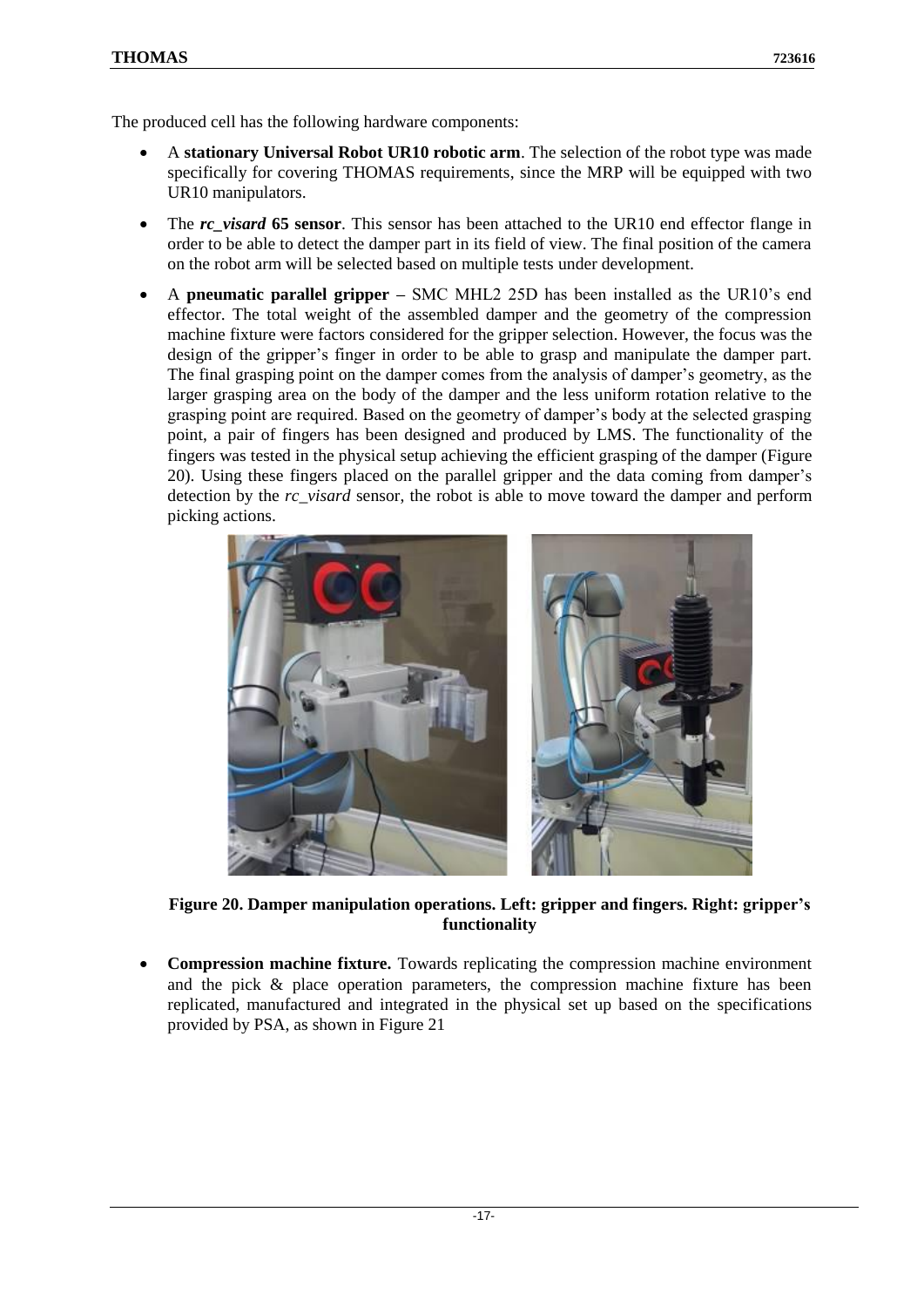The produced cell has the following hardware components:

- A **stationary Universal Robot UR10 robotic arm**. The selection of the robot type was made specifically for covering THOMAS requirements, since the MRP will be equipped with two UR10 manipulators.
- The ***rc_visard* 65 sensor**. This sensor has been attached to the UR10 end effector flange in order to be able to detect the damper part in its field of view. The final position of the camera on the robot arm will be selected based on multiple tests under development.
- A **pneumatic parallel gripper –** SMC MHL2 25D has been installed as the UR10's end effector. The total weight of the assembled damper and the geometry of the compression machine fixture were factors considered for the gripper selection. However, the focus was the design of the gripper's finger in order to be able to grasp and manipulate the damper part. The final grasping point on the damper comes from the analysis of damper's geometry, as the larger grasping area on the body of the damper and the less uniform rotation relative to the grasping point are required. Based on the geometry of damper's body at the selected grasping point, a pair of fingers has been designed and produced by LMS. The functionality of the fingers was tested in the physical setup achieving the efficient grasping of the damper (Figure 20). Using these fingers placed on the parallel gripper and the data coming from damper's detection by the *rc_visard* sensor, the robot is able to move toward the damper and perform picking actions.

**Figure 20. Damper manipulation operations. Left: gripper and fingers. Right: gripper's functionality**

- **Compression machine fixture.** Towards replicating the compression machine environment and the pick & place operation parameters, the compression machine fixture has been replicated, manufactured and integrated in the physical set up based on the specifications provided by PSA, as shown in Figure 21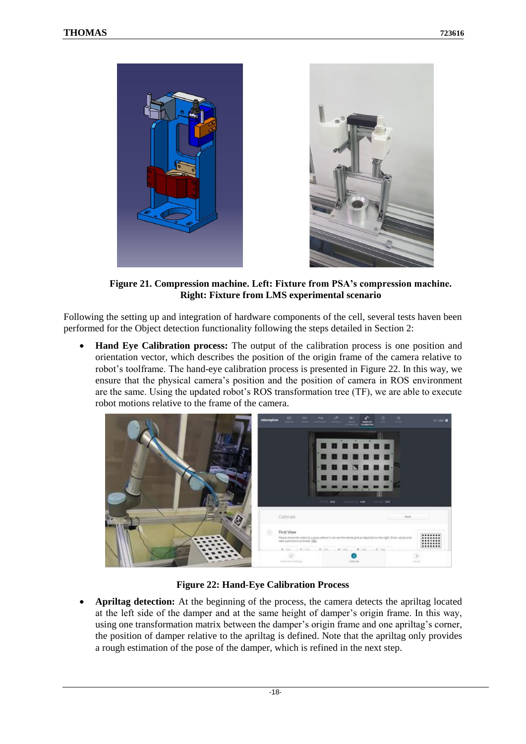**Figure 21. Compression machine. Left: Fixture from PSA's compression machine. Right: Fixture from LMS experimental scenario**

Following the setting up and integration of hardware components of the cell, several tests haven been performed for the Object detection functionality following the steps detailed in Section 2:

- **Hand Eye Calibration process:** The output of the calibration process is one position and orientation vector, which describes the position of the origin frame of the camera relative to robot's toolframe. The hand-eye calibration process is presented in Figure 22. In this way, we ensure that the physical camera's position and the position of camera in ROS environment are the same. Using the updated robot's ROS transformation tree (TF), we are able to execute robot motions relative to the frame of the camera.

**Figure 22: Hand-Eye Calibration Process**

- **Apriltag detection:** At the beginning of the process, the camera detects the apriltag located at the left side of the damper and at the same height of damper's origin frame. In this way, using one transformation matrix between the damper's origin frame and one apriltag's corner, the position of damper relative to the apriltag is defined. Note that the apriltag only provides a rough estimation of the pose of the damper, which is refined in the next step.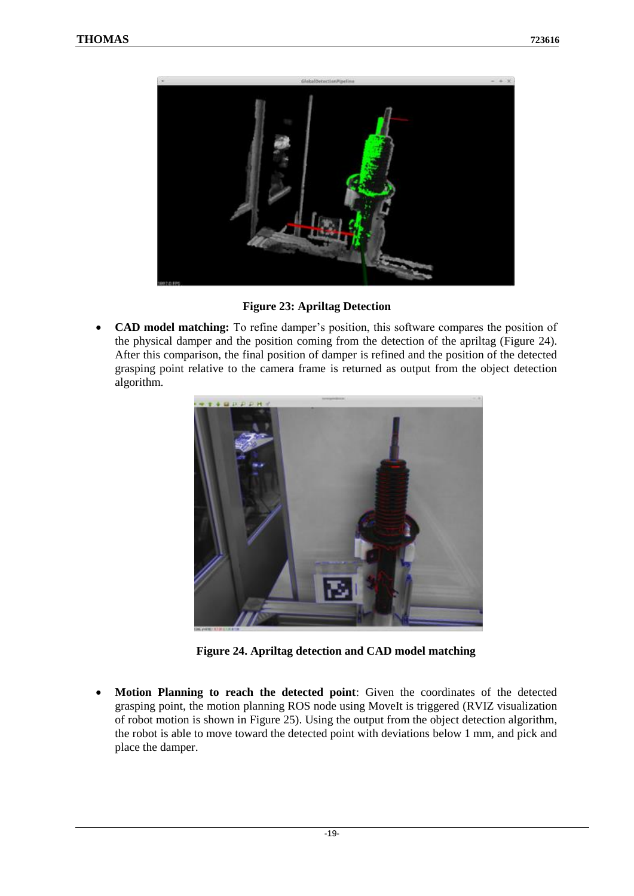**Figure 23: Apriltag Detection**

- **CAD model matching:** To refine damper's position, this software compares the position of the physical damper and the position coming from the detection of the apriltag (Figure 24). After this comparison, the final position of damper is refined and the position of the detected grasping point relative to the camera frame is returned as output from the object detection algorithm.

**Figure 24. Apriltag detection and CAD model matching**

- **Motion Planning to reach the detected point**: Given the coordinates of the detected grasping point, the motion planning ROS node using MoveIt is triggered (RVIZ visualization of robot motion is shown in Figure 25). Using the output from the object detection algorithm, the robot is able to move toward the detected point with deviations below 1 mm, and pick and place the damper.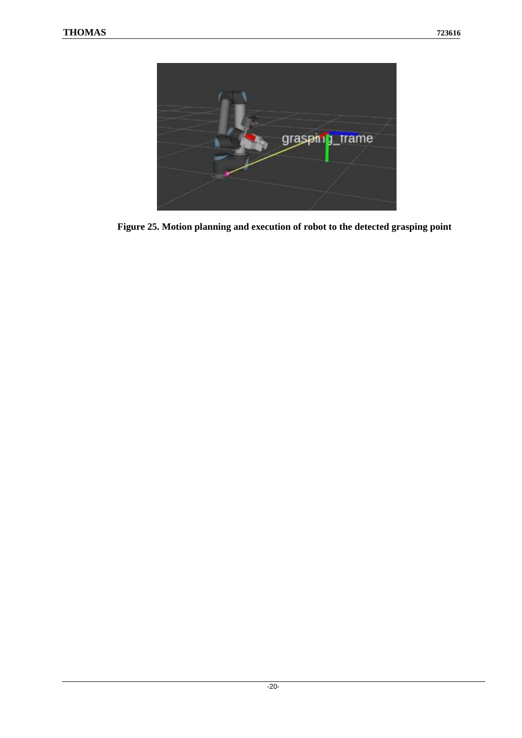**Figure 25. Motion planning and execution of robot to the detected grasping point**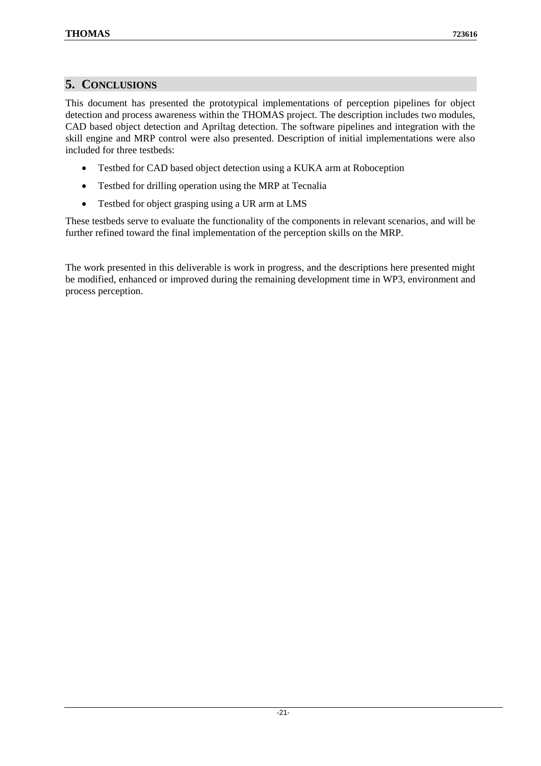# 5. CONCLUSIONS

This document has presented the prototypical implementations of perception pipelines for object detection and process awareness within the THOMAS project. The description includes two modules, CAD based object detection and Apriltag detection. The software pipelines and integration with the skill engine and MRP control were also presented. Description of initial implementations were also included for three testbeds:

- Testbed for CAD based object detection using a KUKA arm at Roboception
- Testbed for drilling operation using the MRP at Tecnalia
- Testbed for object grasping using a UR arm at LMS

These testbeds serve to evaluate the functionality of the components in relevant scenarios, and will be further refined toward the final implementation of the perception skills on the MRP.

The work presented in this deliverable is work in progress, and the descriptions here presented might be modified, enhanced or improved during the remaining development time in WP3, environment and process perception.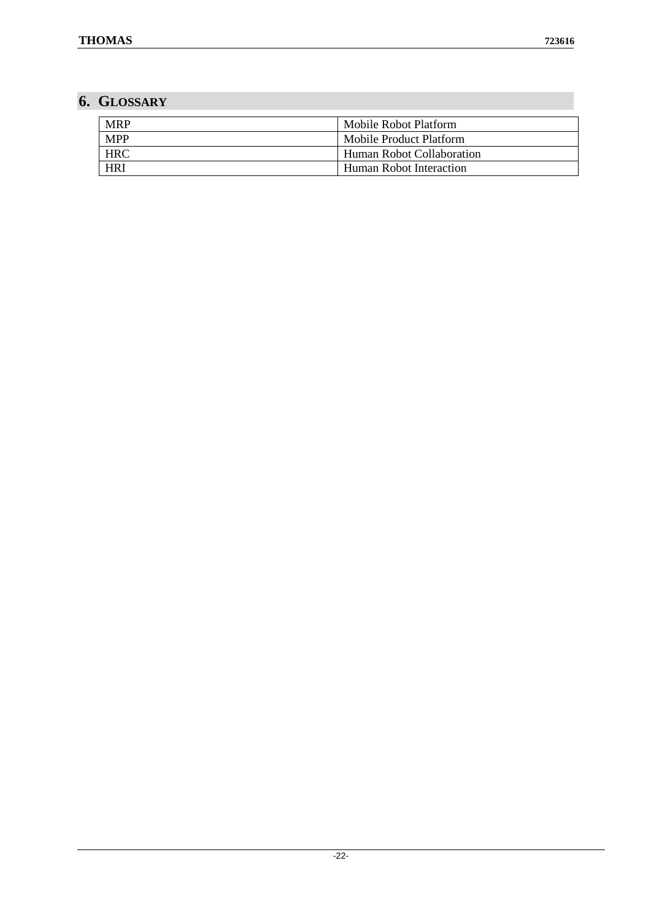# 6. Glossary

| | |
|---|---|
| MRP | Mobile Robot Platform |
| MPP | Mobile Product Platform |
| HRC | Human Robot Collaboration |
| HRI | Human Robot Interaction |